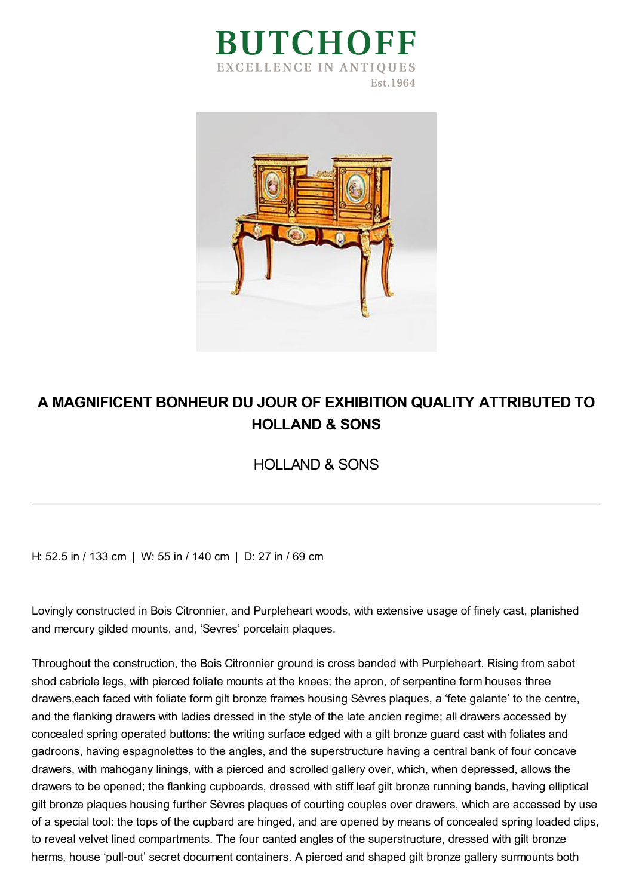# BUTCHOFF

EXCELLENCE IN ANTIQUES

Est.1964

## A MAGNIFICENT BONHEUR DU JOUR OF EXHIBITION QUALITY ATTRIBUTED TO HOLLAND & SONS

HOLLAND & SONS

---

H: 52.5 in / 133 cm | W: 55 in / 140 cm | D: 27 in / 69 cm

Lovingly constructed in Bois Citronnier, and Purpleheart woods, with extensive usage of finely cast, planished and mercury gilded mounts, and, 'Sevres' porcelain plaques.

Throughout the construction, the Bois Citronnier ground is cross banded with Purpleheart. Rising from sabot shod cabriole legs, with pierced foliate mounts at the knees; the apron, of serpentine form houses three drawers,each faced with foliate form gilt bronze frames housing Sèvres plaques, a 'fete galante' to the centre, and the flanking drawers with ladies dressed in the style of the late ancien regime; all drawers accessed by concealed spring operated buttons: the writing surface edged with a gilt bronze guard cast with foliates and gadroons, having espagnolettes to the angles, and the superstructure having a central bank of four concave drawers, with mahogany linings, with a pierced and scrolled gallery over, which, when depressed, allows the drawers to be opened; the flanking cupboards, dressed with stiff leaf gilt bronze running bands, having elliptical gilt bronze plaques housing further Sèvres plaques of courting couples over drawers, which are accessed by use of a special tool: the tops of the cupbard are hinged, and are opened by means of concealed spring loaded clips, to reveal velvet lined compartments. The four canted angles of the superstructure, dressed with gilt bronze herms, house 'pull-out' secret document containers. A pierced and shaped gilt bronze gallery surmounts both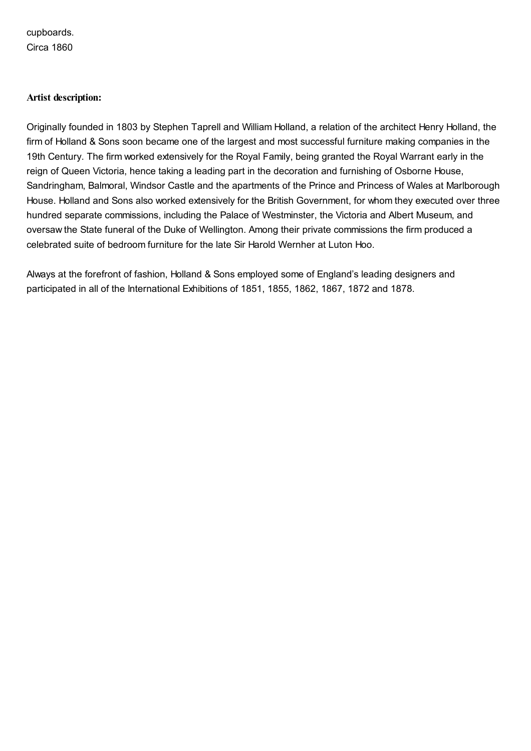cupboards.
Circa 1860

**Artist description:**

Originally founded in 1803 by Stephen Taprell and William Holland, a relation of the architect Henry Holland, the firm of Holland & Sons soon became one of the largest and most successful furniture making companies in the 19th Century. The firm worked extensively for the Royal Family, being granted the Royal Warrant early in the reign of Queen Victoria, hence taking a leading part in the decoration and furnishing of Osborne House, Sandringham, Balmoral, Windsor Castle and the apartments of the Prince and Princess of Wales at Marlborough House. Holland and Sons also worked extensively for the British Government, for whom they executed over three hundred separate commissions, including the Palace of Westminster, the Victoria and Albert Museum, and oversaw the State funeral of the Duke of Wellington. Among their private commissions the firm produced a celebrated suite of bedroom furniture for the late Sir Harold Wernher at Luton Hoo.

Always at the forefront of fashion, Holland & Sons employed some of England's leading designers and participated in all of the International Exhibitions of 1851, 1855, 1862, 1867, 1872 and 1878.